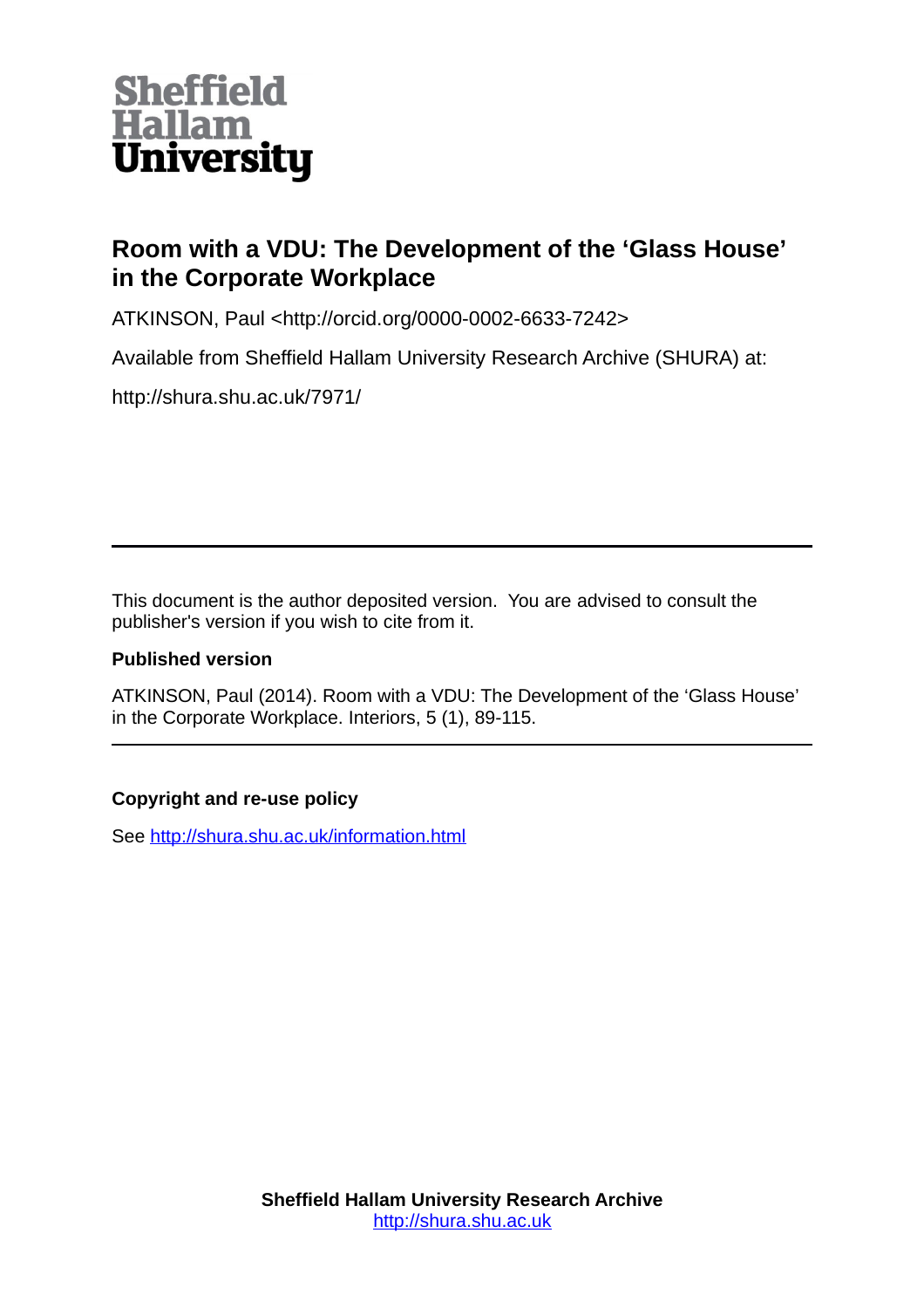Sheffield Hallam University

# Room with a VDU: The Development of the 'Glass House' in the Corporate Workplace

ATKINSON, Paul <http://orcid.org/0000-0002-6633-7242>

Available from Sheffield Hallam University Research Archive (SHURA) at:

http://shura.shu.ac.uk/7971/

---

This document is the author deposited version. You are advised to consult the publisher's version if you wish to cite from it.

**Published version**

ATKINSON, Paul (2014). Room with a VDU: The Development of the 'Glass House' in the Corporate Workplace. Interiors, 5 (1), 89-115.

---

**Copyright and re-use policy**

See http://shura.shu.ac.uk/information.html

**Sheffield Hallam University Research Archive**
http://shura.shu.ac.uk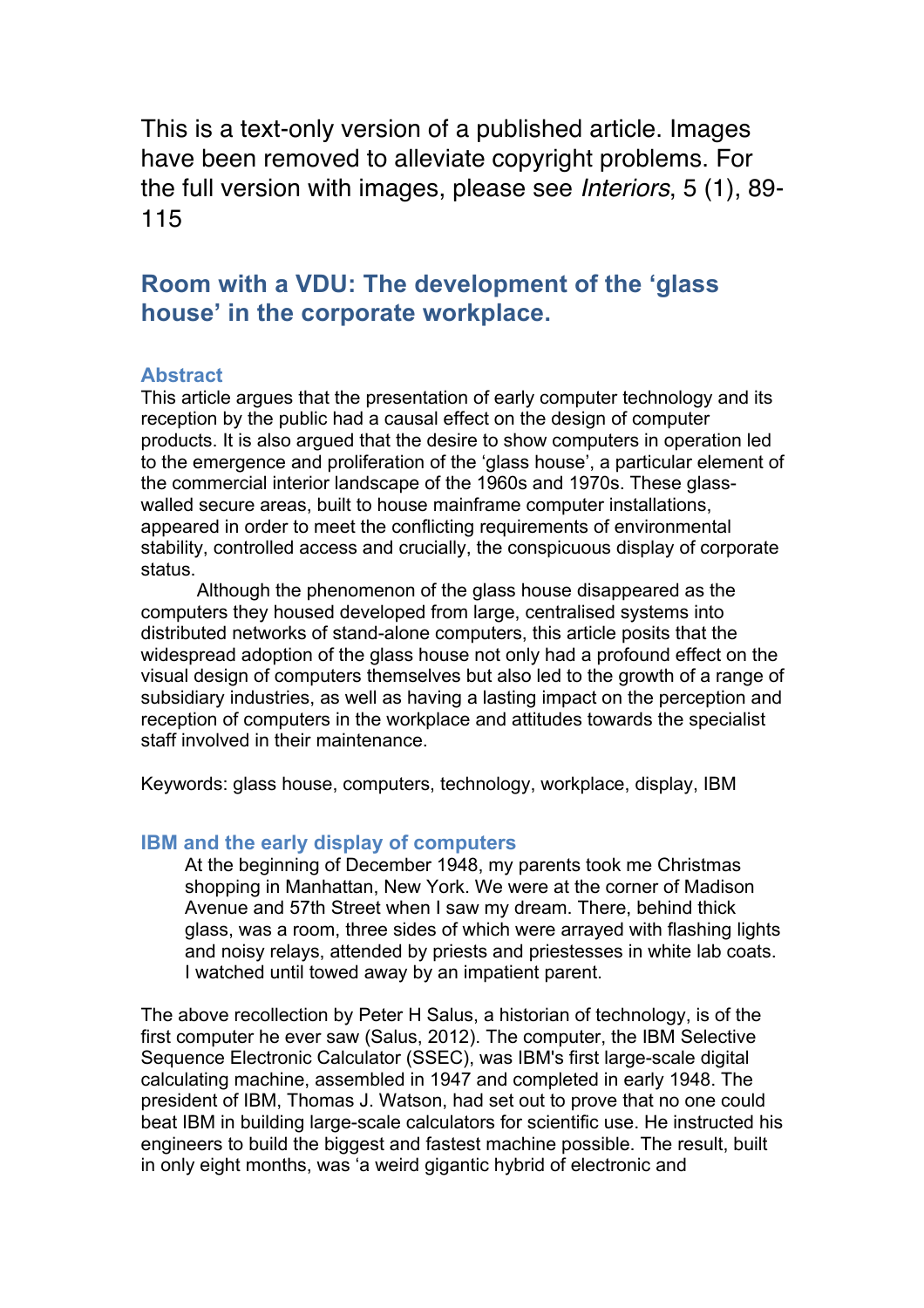This is a text-only version of a published article. Images have been removed to alleviate copyright problems. For the full version with images, please see *Interiors*, 5 (1), 89-115

# Room with a VDU: The development of the 'glass house' in the corporate workplace.

## Abstract

This article argues that the presentation of early computer technology and its reception by the public had a causal effect on the design of computer products. It is also argued that the desire to show computers in operation led to the emergence and proliferation of the 'glass house', a particular element of the commercial interior landscape of the 1960s and 1970s. These glass-walled secure areas, built to house mainframe computer installations, appeared in order to meet the conflicting requirements of environmental stability, controlled access and crucially, the conspicuous display of corporate status.

Although the phenomenon of the glass house disappeared as the computers they housed developed from large, centralised systems into distributed networks of stand-alone computers, this article posits that the widespread adoption of the glass house not only had a profound effect on the visual design of computers themselves but also led to the growth of a range of subsidiary industries, as well as having a lasting impact on the perception and reception of computers in the workplace and attitudes towards the specialist staff involved in their maintenance.

Keywords: glass house, computers, technology, workplace, display, IBM

## IBM and the early display of computers

> At the beginning of December 1948, my parents took me Christmas shopping in Manhattan, New York. We were at the corner of Madison Avenue and 57th Street when I saw my dream. There, behind thick glass, was a room, three sides of which were arrayed with flashing lights and noisy relays, attended by priests and priestesses in white lab coats. I watched until towed away by an impatient parent.

The above recollection by Peter H Salus, a historian of technology, is of the first computer he ever saw (Salus, 2012). The computer, the IBM Selective Sequence Electronic Calculator (SSEC), was IBM's first large-scale digital calculating machine, assembled in 1947 and completed in early 1948. The president of IBM, Thomas J. Watson, had set out to prove that no one could beat IBM in building large-scale calculators for scientific use. He instructed his engineers to build the biggest and fastest machine possible. The result, built in only eight months, was 'a weird gigantic hybrid of electronic and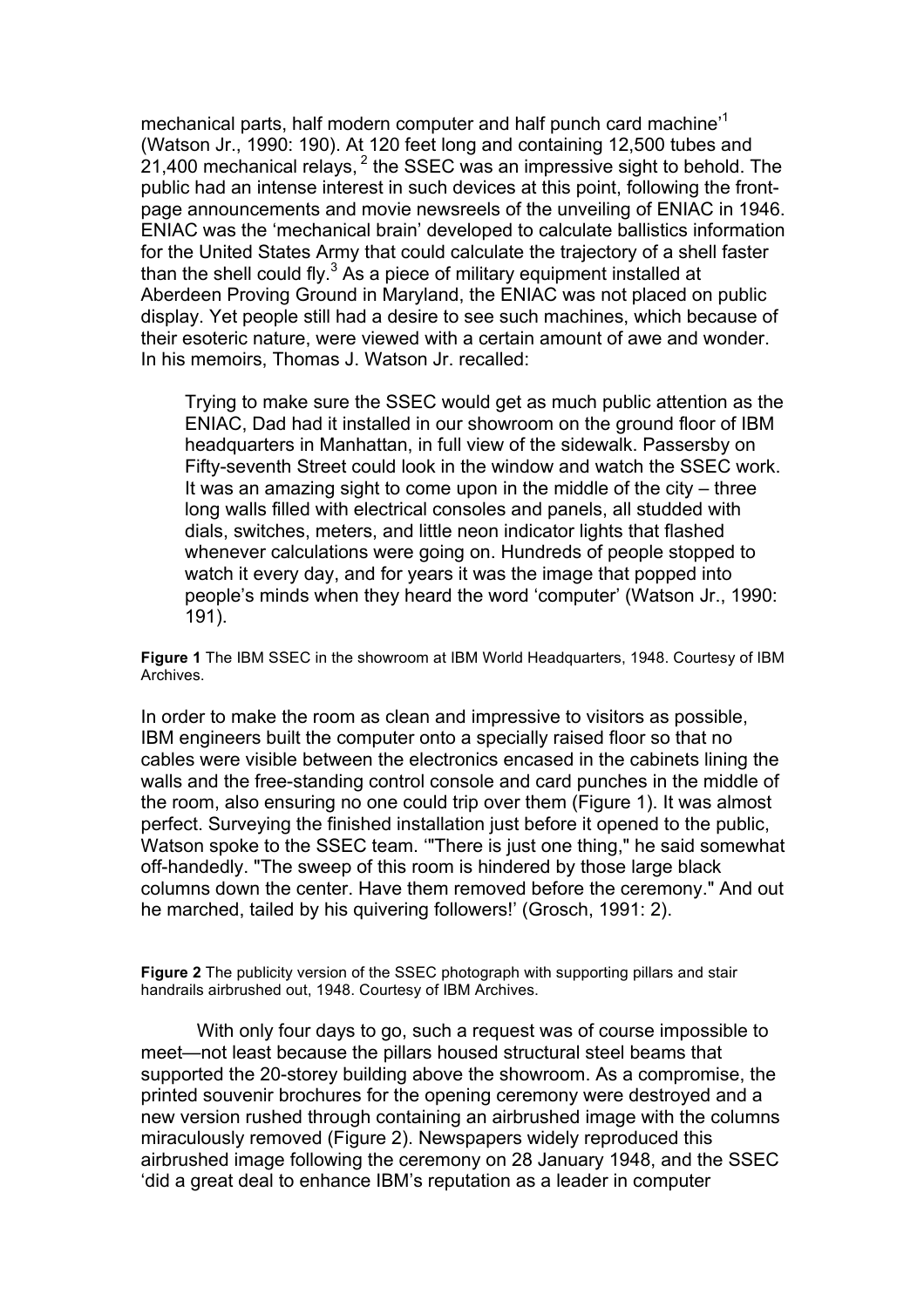mechanical parts, half modern computer and half punch card machine'[1] (Watson Jr., 1990: 190). At 120 feet long and containing 12,500 tubes and 21,400 mechanical relays, [2] the SSEC was an impressive sight to behold. The public had an intense interest in such devices at this point, following the front-page announcements and movie newsreels of the unveiling of ENIAC in 1946. ENIAC was the 'mechanical brain' developed to calculate ballistics information for the United States Army that could calculate the trajectory of a shell faster than the shell could fly.[3] As a piece of military equipment installed at Aberdeen Proving Ground in Maryland, the ENIAC was not placed on public display. Yet people still had a desire to see such machines, which because of their esoteric nature, were viewed with a certain amount of awe and wonder. In his memoirs, Thomas J. Watson Jr. recalled:

> Trying to make sure the SSEC would get as much public attention as the ENIAC, Dad had it installed in our showroom on the ground floor of IBM headquarters in Manhattan, in full view of the sidewalk. Passersby on Fifty-seventh Street could look in the window and watch the SSEC work. It was an amazing sight to come upon in the middle of the city – three long walls filled with electrical consoles and panels, all studded with dials, switches, meters, and little neon indicator lights that flashed whenever calculations were going on. Hundreds of people stopped to watch it every day, and for years it was the image that popped into people's minds when they heard the word 'computer' (Watson Jr., 1990: 191).

**Figure 1** The IBM SSEC in the showroom at IBM World Headquarters, 1948. Courtesy of IBM Archives.

In order to make the room as clean and impressive to visitors as possible, IBM engineers built the computer onto a specially raised floor so that no cables were visible between the electronics encased in the cabinets lining the walls and the free-standing control console and card punches in the middle of the room, also ensuring no one could trip over them (Figure 1). It was almost perfect. Surveying the finished installation just before it opened to the public, Watson spoke to the SSEC team. '"There is just one thing," he said somewhat off-handedly. "The sweep of this room is hindered by those large black columns down the center. Have them removed before the ceremony." And out he marched, tailed by his quivering followers!' (Grosch, 1991: 2).

**Figure 2** The publicity version of the SSEC photograph with supporting pillars and stair handrails airbrushed out, 1948. Courtesy of IBM Archives.

With only four days to go, such a request was of course impossible to meet—not least because the pillars housed structural steel beams that supported the 20-storey building above the showroom. As a compromise, the printed souvenir brochures for the opening ceremony were destroyed and a new version rushed through containing an airbrushed image with the columns miraculously removed (Figure 2). Newspapers widely reproduced this airbrushed image following the ceremony on 28 January 1948, and the SSEC 'did a great deal to enhance IBM's reputation as a leader in computer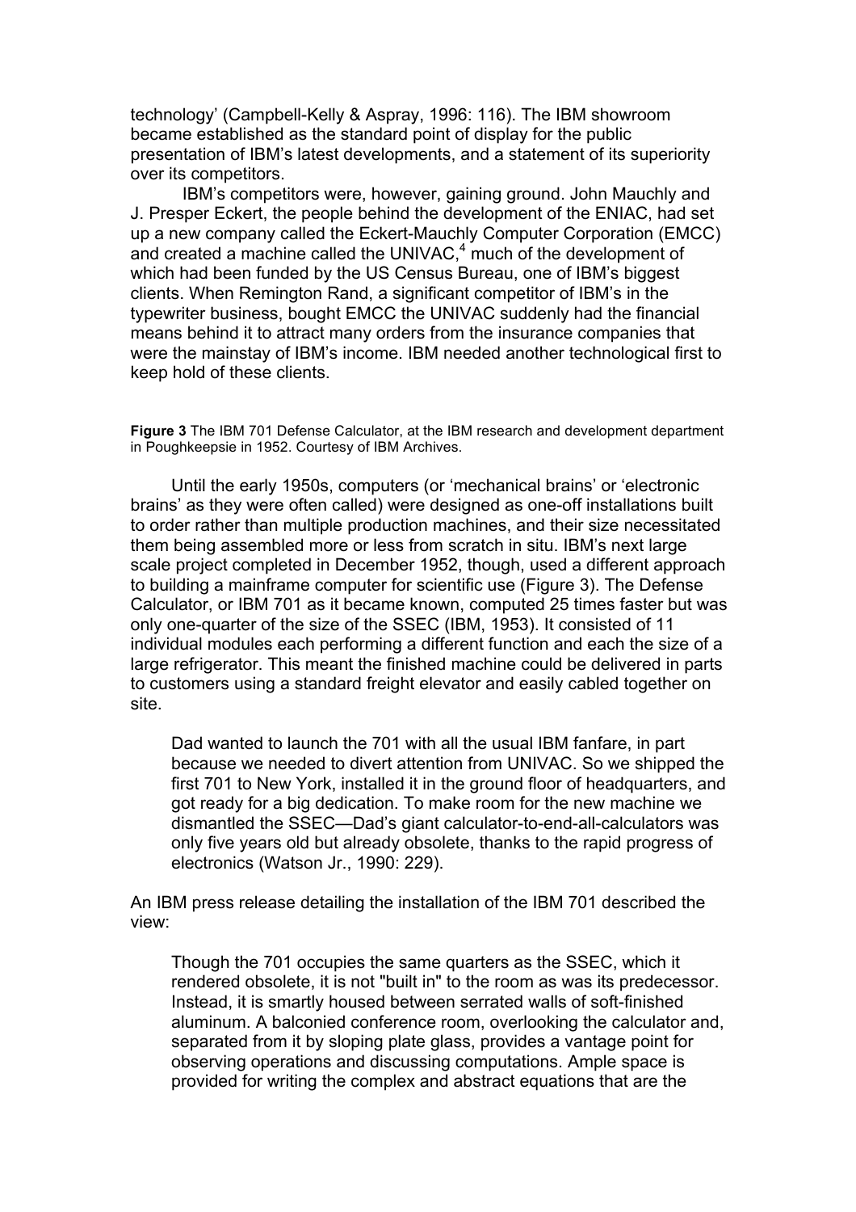technology' (Campbell-Kelly & Aspray, 1996: 116). The IBM showroom became established as the standard point of display for the public presentation of IBM's latest developments, and a statement of its superiority over its competitors.

IBM's competitors were, however, gaining ground. John Mauchly and J. Presper Eckert, the people behind the development of the ENIAC, had set up a new company called the Eckert-Mauchly Computer Corporation (EMCC) and created a machine called the UNIVAC,[4] much of the development of which had been funded by the US Census Bureau, one of IBM's biggest clients. When Remington Rand, a significant competitor of IBM's in the typewriter business, bought EMCC the UNIVAC suddenly had the financial means behind it to attract many orders from the insurance companies that were the mainstay of IBM's income. IBM needed another technological first to keep hold of these clients.

**Figure 3** The IBM 701 Defense Calculator, at the IBM research and development department in Poughkeepsie in 1952. Courtesy of IBM Archives.

Until the early 1950s, computers (or 'mechanical brains' or 'electronic brains' as they were often called) were designed as one-off installations built to order rather than multiple production machines, and their size necessitated them being assembled more or less from scratch in situ. IBM's next large scale project completed in December 1952, though, used a different approach to building a mainframe computer for scientific use (Figure 3). The Defense Calculator, or IBM 701 as it became known, computed 25 times faster but was only one-quarter of the size of the SSEC (IBM, 1953). It consisted of 11 individual modules each performing a different function and each the size of a large refrigerator. This meant the finished machine could be delivered in parts to customers using a standard freight elevator and easily cabled together on site.

> Dad wanted to launch the 701 with all the usual IBM fanfare, in part because we needed to divert attention from UNIVAC. So we shipped the first 701 to New York, installed it in the ground floor of headquarters, and got ready for a big dedication. To make room for the new machine we dismantled the SSEC—Dad's giant calculator-to-end-all-calculators was only five years old but already obsolete, thanks to the rapid progress of electronics (Watson Jr., 1990: 229).

An IBM press release detailing the installation of the IBM 701 described the view:

> Though the 701 occupies the same quarters as the SSEC, which it rendered obsolete, it is not "built in" to the room as was its predecessor. Instead, it is smartly housed between serrated walls of soft-finished aluminum. A balconied conference room, overlooking the calculator and, separated from it by sloping plate glass, provides a vantage point for observing operations and discussing computations. Ample space is provided for writing the complex and abstract equations that are the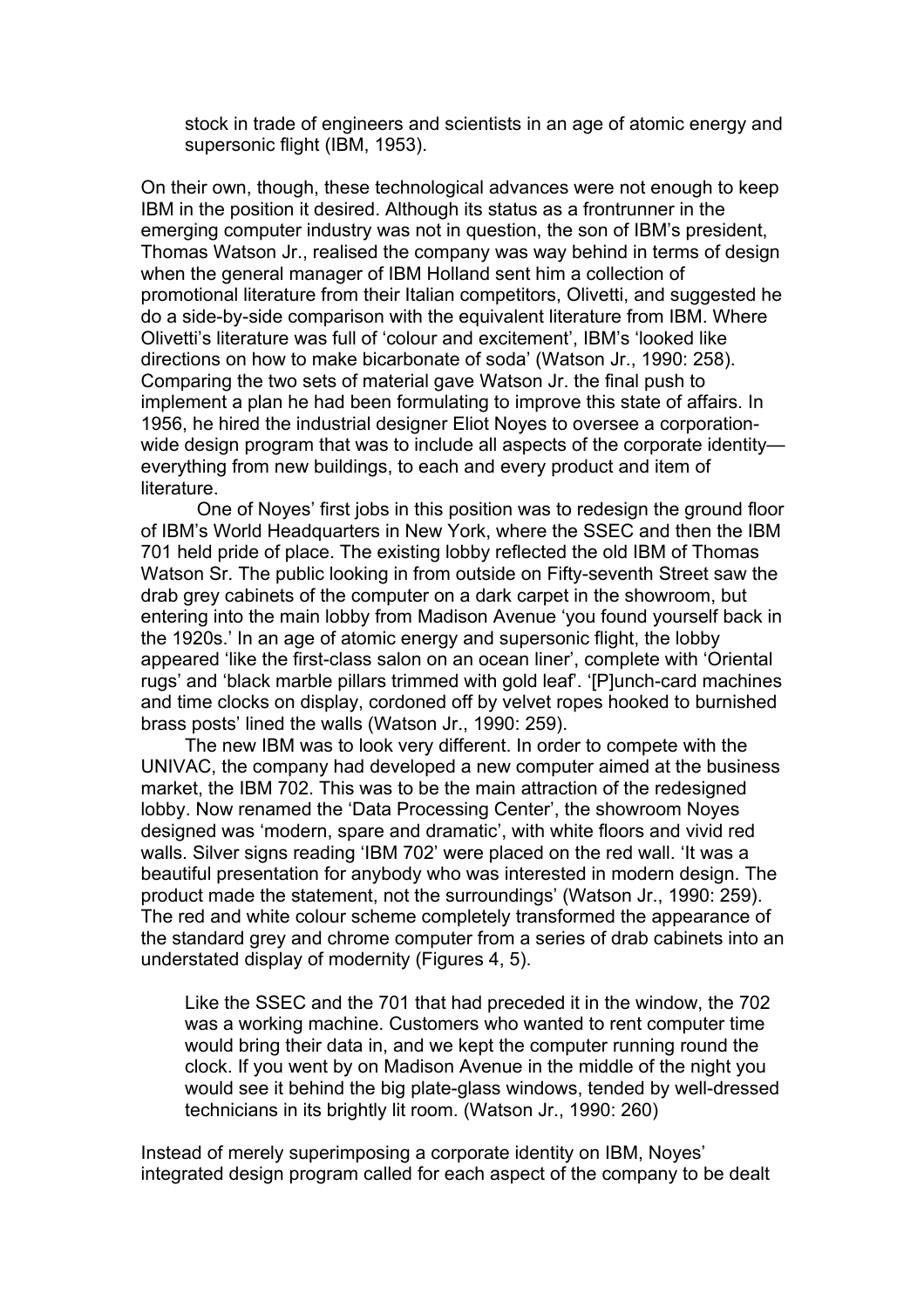> stock in trade of engineers and scientists in an age of atomic energy and supersonic flight (IBM, 1953).

On their own, though, these technological advances were not enough to keep IBM in the position it desired. Although its status as a frontrunner in the emerging computer industry was not in question, the son of IBM's president, Thomas Watson Jr., realised the company was way behind in terms of design when the general manager of IBM Holland sent him a collection of promotional literature from their Italian competitors, Olivetti, and suggested he do a side-by-side comparison with the equivalent literature from IBM. Where Olivetti's literature was full of 'colour and excitement', IBM's 'looked like directions on how to make bicarbonate of soda' (Watson Jr., 1990: 258). Comparing the two sets of material gave Watson Jr. the final push to implement a plan he had been formulating to improve this state of affairs. In 1956, he hired the industrial designer Eliot Noyes to oversee a corporation-wide design program that was to include all aspects of the corporate identity—everything from new buildings, to each and every product and item of literature.

One of Noyes' first jobs in this position was to redesign the ground floor of IBM's World Headquarters in New York, where the SSEC and then the IBM 701 held pride of place. The existing lobby reflected the old IBM of Thomas Watson Sr. The public looking in from outside on Fifty-seventh Street saw the drab grey cabinets of the computer on a dark carpet in the showroom, but entering into the main lobby from Madison Avenue 'you found yourself back in the 1920s.' In an age of atomic energy and supersonic flight, the lobby appeared 'like the first-class salon on an ocean liner', complete with 'Oriental rugs' and 'black marble pillars trimmed with gold leaf'. '[P]unch-card machines and time clocks on display, cordoned off by velvet ropes hooked to burnished brass posts' lined the walls (Watson Jr., 1990: 259).

The new IBM was to look very different. In order to compete with the UNIVAC, the company had developed a new computer aimed at the business market, the IBM 702. This was to be the main attraction of the redesigned lobby. Now renamed the 'Data Processing Center', the showroom Noyes designed was 'modern, spare and dramatic', with white floors and vivid red walls. Silver signs reading 'IBM 702' were placed on the red wall. 'It was a beautiful presentation for anybody who was interested in modern design. The product made the statement, not the surroundings' (Watson Jr., 1990: 259). The red and white colour scheme completely transformed the appearance of the standard grey and chrome computer from a series of drab cabinets into an understated display of modernity (Figures 4, 5).

> Like the SSEC and the 701 that had preceded it in the window, the 702 was a working machine. Customers who wanted to rent computer time would bring their data in, and we kept the computer running round the clock. If you went by on Madison Avenue in the middle of the night you would see it behind the big plate-glass windows, tended by well-dressed technicians in its brightly lit room. (Watson Jr., 1990: 260)

Instead of merely superimposing a corporate identity on IBM, Noyes' integrated design program called for each aspect of the company to be dealt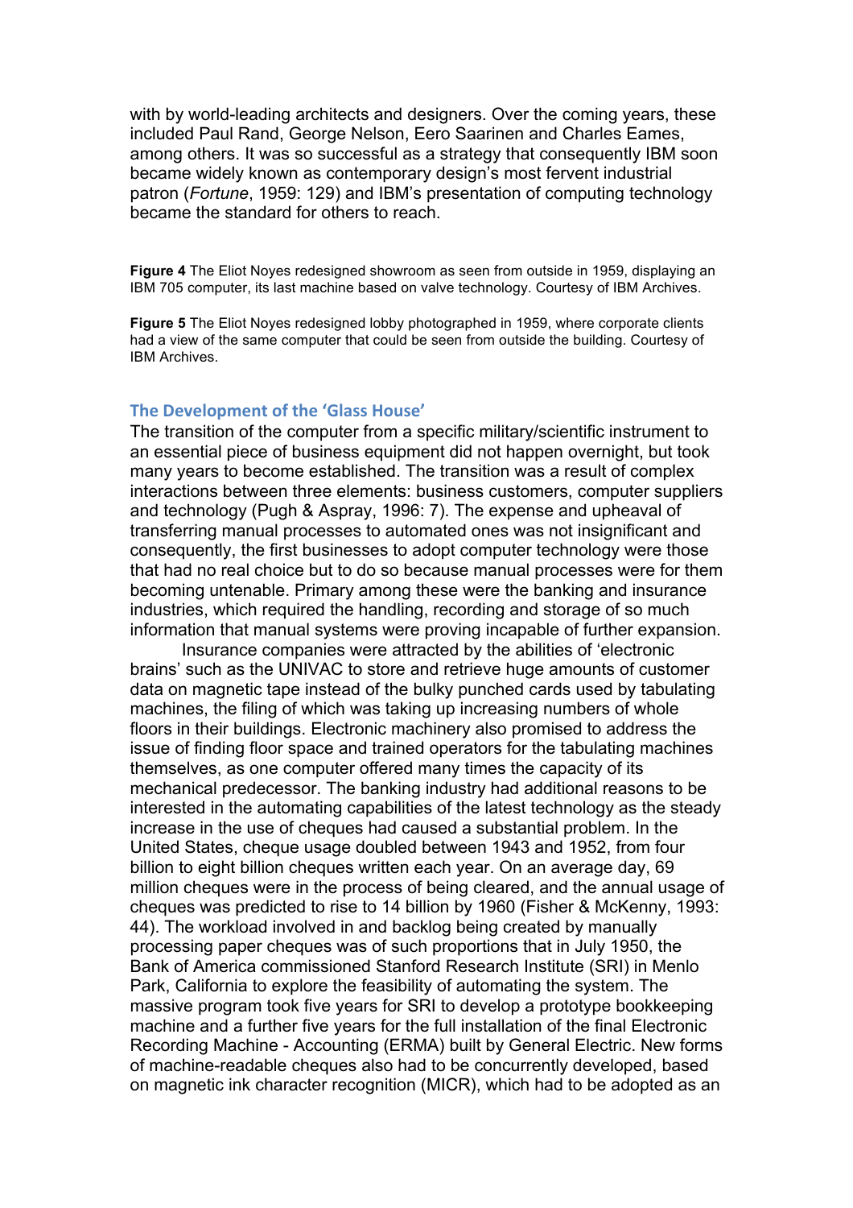with by world-leading architects and designers. Over the coming years, these included Paul Rand, George Nelson, Eero Saarinen and Charles Eames, among others. It was so successful as a strategy that consequently IBM soon became widely known as contemporary design's most fervent industrial patron (*Fortune*, 1959: 129) and IBM's presentation of computing technology became the standard for others to reach.

**Figure 4** The Eliot Noyes redesigned showroom as seen from outside in 1959, displaying an IBM 705 computer, its last machine based on valve technology. Courtesy of IBM Archives.

**Figure 5** The Eliot Noyes redesigned lobby photographed in 1959, where corporate clients had a view of the same computer that could be seen from outside the building. Courtesy of IBM Archives.

## The Development of the 'Glass House'

The transition of the computer from a specific military/scientific instrument to an essential piece of business equipment did not happen overnight, but took many years to become established. The transition was a result of complex interactions between three elements: business customers, computer suppliers and technology (Pugh & Aspray, 1996: 7). The expense and upheaval of transferring manual processes to automated ones was not insignificant and consequently, the first businesses to adopt computer technology were those that had no real choice but to do so because manual processes were for them becoming untenable. Primary among these were the banking and insurance industries, which required the handling, recording and storage of so much information that manual systems were proving incapable of further expansion.

Insurance companies were attracted by the abilities of 'electronic brains' such as the UNIVAC to store and retrieve huge amounts of customer data on magnetic tape instead of the bulky punched cards used by tabulating machines, the filing of which was taking up increasing numbers of whole floors in their buildings. Electronic machinery also promised to address the issue of finding floor space and trained operators for the tabulating machines themselves, as one computer offered many times the capacity of its mechanical predecessor. The banking industry had additional reasons to be interested in the automating capabilities of the latest technology as the steady increase in the use of cheques had caused a substantial problem. In the United States, cheque usage doubled between 1943 and 1952, from four billion to eight billion cheques written each year. On an average day, 69 million cheques were in the process of being cleared, and the annual usage of cheques was predicted to rise to 14 billion by 1960 (Fisher & McKenny, 1993: 44). The workload involved in and backlog being created by manually processing paper cheques was of such proportions that in July 1950, the Bank of America commissioned Stanford Research Institute (SRI) in Menlo Park, California to explore the feasibility of automating the system. The massive program took five years for SRI to develop a prototype bookkeeping machine and a further five years for the full installation of the final Electronic Recording Machine - Accounting (ERMA) built by General Electric. New forms of machine-readable cheques also had to be concurrently developed, based on magnetic ink character recognition (MICR), which had to be adopted as an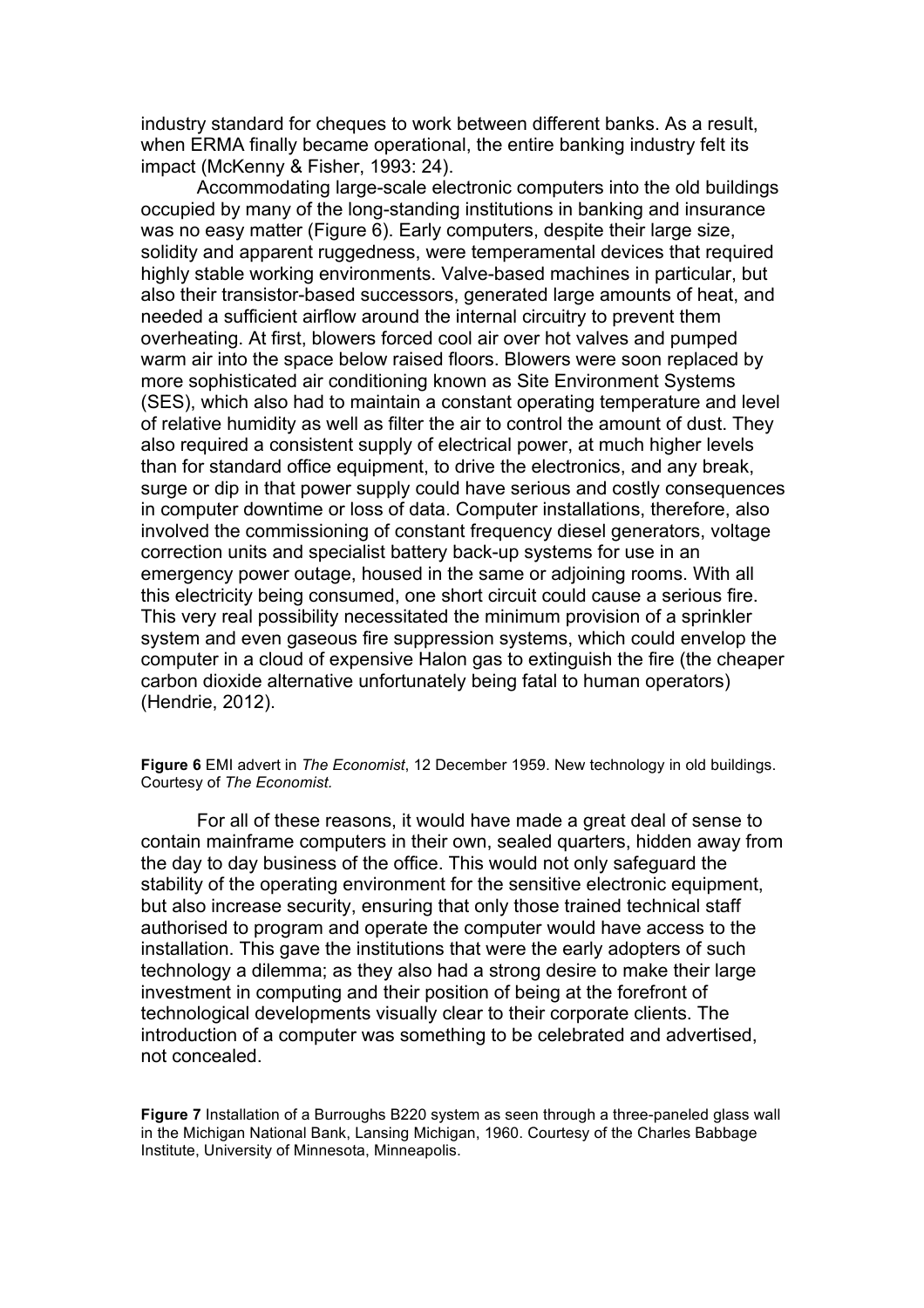industry standard for cheques to work between different banks. As a result, when ERMA finally became operational, the entire banking industry felt its impact (McKenny & Fisher, 1993: 24).

Accommodating large-scale electronic computers into the old buildings occupied by many of the long-standing institutions in banking and insurance was no easy matter (Figure 6). Early computers, despite their large size, solidity and apparent ruggedness, were temperamental devices that required highly stable working environments. Valve-based machines in particular, but also their transistor-based successors, generated large amounts of heat, and needed a sufficient airflow around the internal circuitry to prevent them overheating. At first, blowers forced cool air over hot valves and pumped warm air into the space below raised floors. Blowers were soon replaced by more sophisticated air conditioning known as Site Environment Systems (SES), which also had to maintain a constant operating temperature and level of relative humidity as well as filter the air to control the amount of dust. They also required a consistent supply of electrical power, at much higher levels than for standard office equipment, to drive the electronics, and any break, surge or dip in that power supply could have serious and costly consequences in computer downtime or loss of data. Computer installations, therefore, also involved the commissioning of constant frequency diesel generators, voltage correction units and specialist battery back-up systems for use in an emergency power outage, housed in the same or adjoining rooms. With all this electricity being consumed, one short circuit could cause a serious fire. This very real possibility necessitated the minimum provision of a sprinkler system and even gaseous fire suppression systems, which could envelop the computer in a cloud of expensive Halon gas to extinguish the fire (the cheaper carbon dioxide alternative unfortunately being fatal to human operators) (Hendrie, 2012).

**Figure 6** EMI advert in *The Economist*, 12 December 1959. New technology in old buildings. Courtesy of *The Economist.*

For all of these reasons, it would have made a great deal of sense to contain mainframe computers in their own, sealed quarters, hidden away from the day to day business of the office. This would not only safeguard the stability of the operating environment for the sensitive electronic equipment, but also increase security, ensuring that only those trained technical staff authorised to program and operate the computer would have access to the installation. This gave the institutions that were the early adopters of such technology a dilemma; as they also had a strong desire to make their large investment in computing and their position of being at the forefront of technological developments visually clear to their corporate clients. The introduction of a computer was something to be celebrated and advertised, not concealed.

**Figure 7** Installation of a Burroughs B220 system as seen through a three-paneled glass wall in the Michigan National Bank, Lansing Michigan, 1960. Courtesy of the Charles Babbage Institute, University of Minnesota, Minneapolis.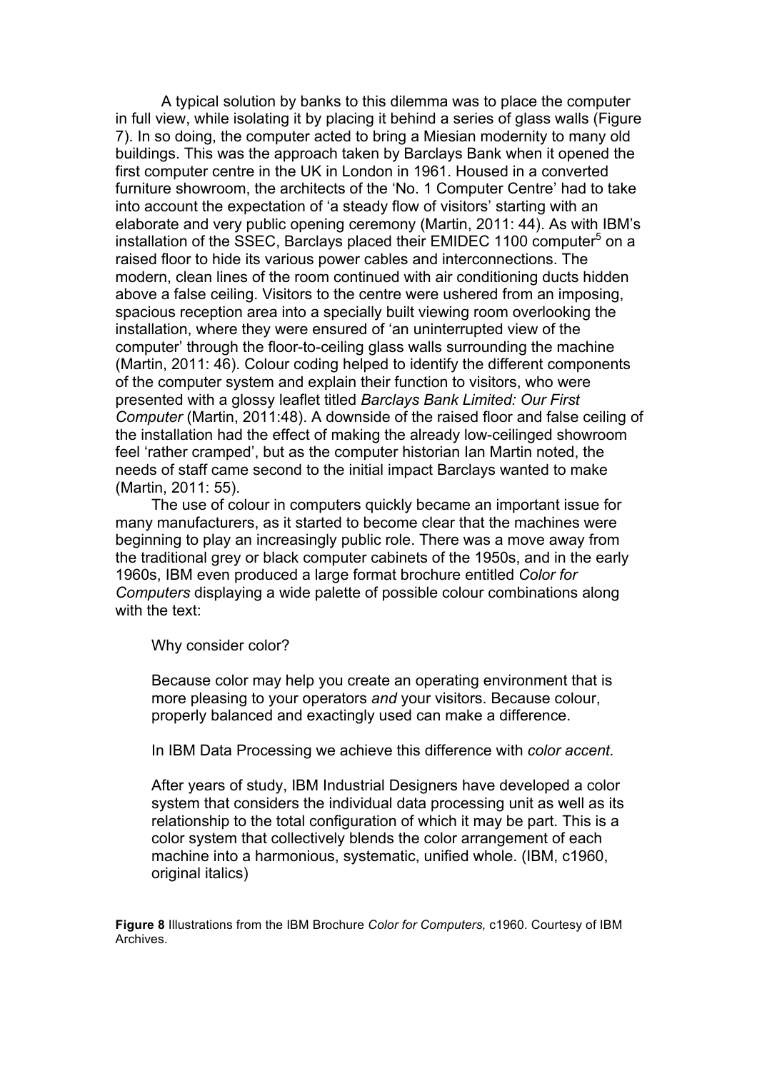A typical solution by banks to this dilemma was to place the computer in full view, while isolating it by placing it behind a series of glass walls (Figure 7). In so doing, the computer acted to bring a Miesian modernity to many old buildings. This was the approach taken by Barclays Bank when it opened the first computer centre in the UK in London in 1961. Housed in a converted furniture showroom, the architects of the 'No. 1 Computer Centre' had to take into account the expectation of 'a steady flow of visitors' starting with an elaborate and very public opening ceremony (Martin, 2011: 44). As with IBM's installation of the SSEC, Barclays placed their EMIDEC 1100 computer[5] on a raised floor to hide its various power cables and interconnections. The modern, clean lines of the room continued with air conditioning ducts hidden above a false ceiling. Visitors to the centre were ushered from an imposing, spacious reception area into a specially built viewing room overlooking the installation, where they were ensured of 'an uninterrupted view of the computer' through the floor-to-ceiling glass walls surrounding the machine (Martin, 2011: 46). Colour coding helped to identify the different components of the computer system and explain their function to visitors, who were presented with a glossy leaflet titled *Barclays Bank Limited: Our First Computer* (Martin, 2011:48). A downside of the raised floor and false ceiling of the installation had the effect of making the already low-ceilinged showroom feel 'rather cramped', but as the computer historian Ian Martin noted, the needs of staff came second to the initial impact Barclays wanted to make (Martin, 2011: 55).

The use of colour in computers quickly became an important issue for many manufacturers, as it started to become clear that the machines were beginning to play an increasingly public role. There was a move away from the traditional grey or black computer cabinets of the 1950s, and in the early 1960s, IBM even produced a large format brochure entitled *Color for Computers* displaying a wide palette of possible colour combinations along with the text:

> Why consider color?
>
> Because color may help you create an operating environment that is more pleasing to your operators *and* your visitors. Because colour, properly balanced and exactingly used can make a difference.
>
> In IBM Data Processing we achieve this difference with *color accent.*
>
> After years of study, IBM Industrial Designers have developed a color system that considers the individual data processing unit as well as its relationship to the total configuration of which it may be part. This is a color system that collectively blends the color arrangement of each machine into a harmonious, systematic, unified whole. (IBM, c1960, original italics)

**Figure 8** Illustrations from the IBM Brochure *Color for Computers,* c1960. Courtesy of IBM Archives.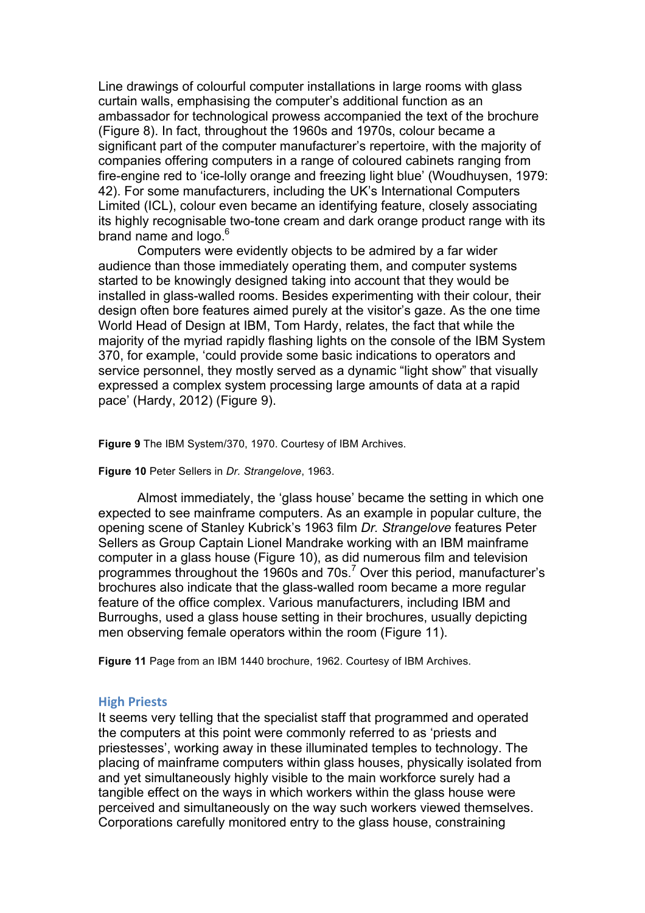Line drawings of colourful computer installations in large rooms with glass curtain walls, emphasising the computer's additional function as an ambassador for technological prowess accompanied the text of the brochure (Figure 8). In fact, throughout the 1960s and 1970s, colour became a significant part of the computer manufacturer's repertoire, with the majority of companies offering computers in a range of coloured cabinets ranging from fire-engine red to 'ice-lolly orange and freezing light blue' (Woudhuysen, 1979: 42). For some manufacturers, including the UK's International Computers Limited (ICL), colour even became an identifying feature, closely associating its highly recognisable two-tone cream and dark orange product range with its brand name and logo.[6]

Computers were evidently objects to be admired by a far wider audience than those immediately operating them, and computer systems started to be knowingly designed taking into account that they would be installed in glass-walled rooms. Besides experimenting with their colour, their design often bore features aimed purely at the visitor's gaze. As the one time World Head of Design at IBM, Tom Hardy, relates, the fact that while the majority of the myriad rapidly flashing lights on the console of the IBM System 370, for example, 'could provide some basic indications to operators and service personnel, they mostly served as a dynamic "light show" that visually expressed a complex system processing large amounts of data at a rapid pace' (Hardy, 2012) (Figure 9).

**Figure 9** The IBM System/370, 1970. Courtesy of IBM Archives.

**Figure 10** Peter Sellers in *Dr. Strangelove*, 1963.

Almost immediately, the 'glass house' became the setting in which one expected to see mainframe computers. As an example in popular culture, the opening scene of Stanley Kubrick's 1963 film *Dr. Strangelove* features Peter Sellers as Group Captain Lionel Mandrake working with an IBM mainframe computer in a glass house (Figure 10), as did numerous film and television programmes throughout the 1960s and 70s.[7] Over this period, manufacturer's brochures also indicate that the glass-walled room became a more regular feature of the office complex. Various manufacturers, including IBM and Burroughs, used a glass house setting in their brochures, usually depicting men observing female operators within the room (Figure 11).

**Figure 11** Page from an IBM 1440 brochure, 1962. Courtesy of IBM Archives.

## High Priests

It seems very telling that the specialist staff that programmed and operated the computers at this point were commonly referred to as 'priests and priestesses', working away in these illuminated temples to technology. The placing of mainframe computers within glass houses, physically isolated from and yet simultaneously highly visible to the main workforce surely had a tangible effect on the ways in which workers within the glass house were perceived and simultaneously on the way such workers viewed themselves. Corporations carefully monitored entry to the glass house, constraining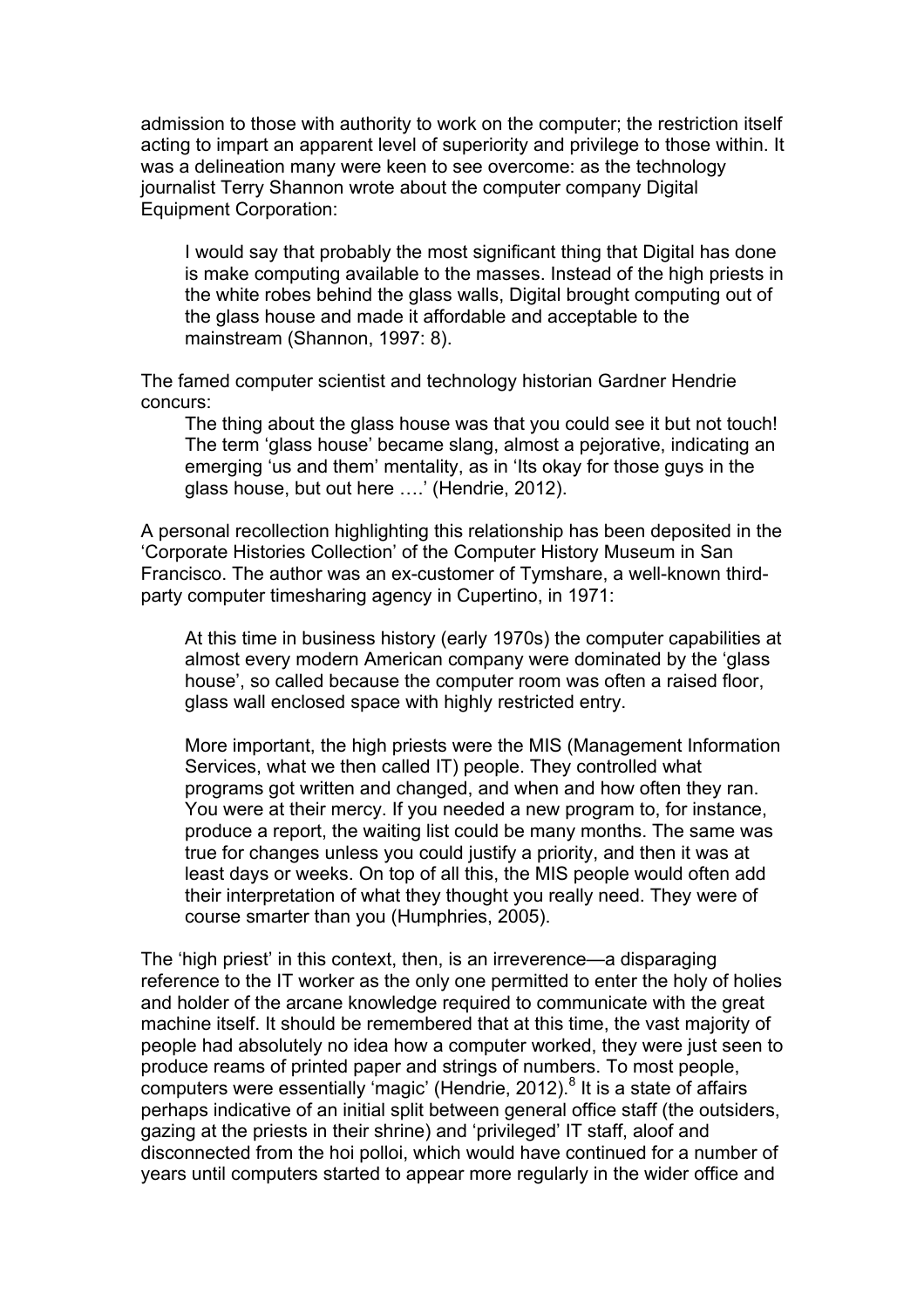admission to those with authority to work on the computer; the restriction itself acting to impart an apparent level of superiority and privilege to those within. It was a delineation many were keen to see overcome: as the technology journalist Terry Shannon wrote about the computer company Digital Equipment Corporation:

> I would say that probably the most significant thing that Digital has done is make computing available to the masses. Instead of the high priests in the white robes behind the glass walls, Digital brought computing out of the glass house and made it affordable and acceptable to the mainstream (Shannon, 1997: 8).

The famed computer scientist and technology historian Gardner Hendrie concurs:

> The thing about the glass house was that you could see it but not touch! The term 'glass house' became slang, almost a pejorative, indicating an emerging 'us and them' mentality, as in 'Its okay for those guys in the glass house, but out here ….' (Hendrie, 2012).

A personal recollection highlighting this relationship has been deposited in the 'Corporate Histories Collection' of the Computer History Museum in San Francisco. The author was an ex-customer of Tymshare, a well-known third-party computer timesharing agency in Cupertino, in 1971:

> At this time in business history (early 1970s) the computer capabilities at almost every modern American company were dominated by the 'glass house', so called because the computer room was often a raised floor, glass wall enclosed space with highly restricted entry.
>
> More important, the high priests were the MIS (Management Information Services, what we then called IT) people. They controlled what programs got written and changed, and when and how often they ran. You were at their mercy. If you needed a new program to, for instance, produce a report, the waiting list could be many months. The same was true for changes unless you could justify a priority, and then it was at least days or weeks. On top of all this, the MIS people would often add their interpretation of what they thought you really need. They were of course smarter than you (Humphries, 2005).

The 'high priest' in this context, then, is an irreverence—a disparaging reference to the IT worker as the only one permitted to enter the holy of holies and holder of the arcane knowledge required to communicate with the great machine itself. It should be remembered that at this time, the vast majority of people had absolutely no idea how a computer worked, they were just seen to produce reams of printed paper and strings of numbers. To most people, computers were essentially 'magic' (Hendrie, 2012).[8] It is a state of affairs perhaps indicative of an initial split between general office staff (the outsiders, gazing at the priests in their shrine) and 'privileged' IT staff, aloof and disconnected from the hoi polloi, which would have continued for a number of years until computers started to appear more regularly in the wider office and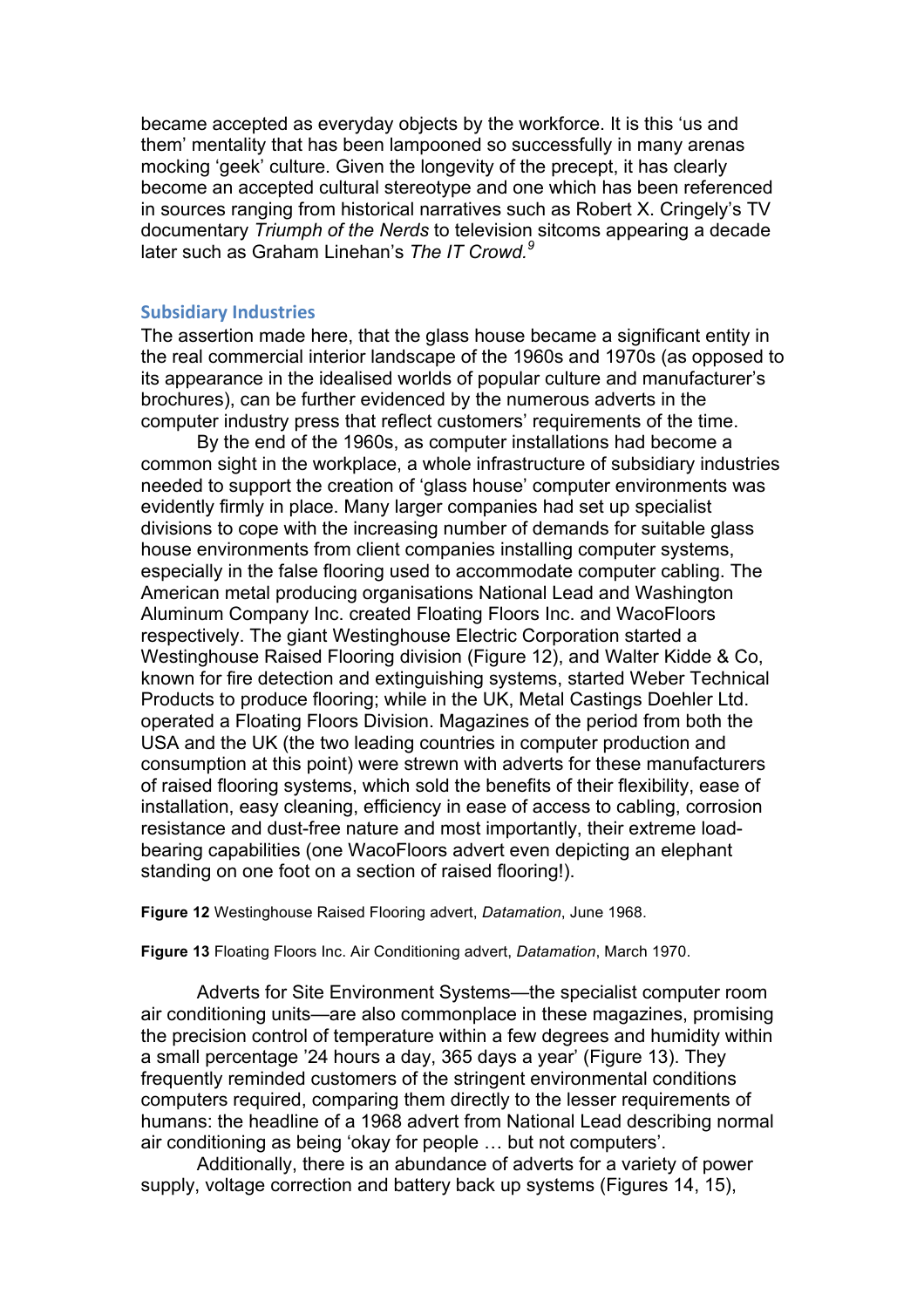became accepted as everyday objects by the workforce. It is this 'us and them' mentality that has been lampooned so successfully in many arenas mocking 'geek' culture. Given the longevity of the precept, it has clearly become an accepted cultural stereotype and one which has been referenced in sources ranging from historical narratives such as Robert X. Cringely's TV documentary *Triumph of the Nerds* to television sitcoms appearing a decade later such as Graham Linehan's *The IT Crowd.*[9]

## Subsidiary Industries

The assertion made here, that the glass house became a significant entity in the real commercial interior landscape of the 1960s and 1970s (as opposed to its appearance in the idealised worlds of popular culture and manufacturer's brochures), can be further evidenced by the numerous adverts in the computer industry press that reflect customers' requirements of the time.

By the end of the 1960s, as computer installations had become a common sight in the workplace, a whole infrastructure of subsidiary industries needed to support the creation of 'glass house' computer environments was evidently firmly in place. Many larger companies had set up specialist divisions to cope with the increasing number of demands for suitable glass house environments from client companies installing computer systems, especially in the false flooring used to accommodate computer cabling. The American metal producing organisations National Lead and Washington Aluminum Company Inc. created Floating Floors Inc. and WacoFloors respectively. The giant Westinghouse Electric Corporation started a Westinghouse Raised Flooring division (Figure 12), and Walter Kidde & Co, known for fire detection and extinguishing systems, started Weber Technical Products to produce flooring; while in the UK, Metal Castings Doehler Ltd. operated a Floating Floors Division. Magazines of the period from both the USA and the UK (the two leading countries in computer production and consumption at this point) were strewn with adverts for these manufacturers of raised flooring systems, which sold the benefits of their flexibility, ease of installation, easy cleaning, efficiency in ease of access to cabling, corrosion resistance and dust-free nature and most importantly, their extreme load-bearing capabilities (one WacoFloors advert even depicting an elephant standing on one foot on a section of raised flooring!).

**Figure 12** Westinghouse Raised Flooring advert, *Datamation*, June 1968.

**Figure 13** Floating Floors Inc. Air Conditioning advert, *Datamation*, March 1970.

Adverts for Site Environment Systems—the specialist computer room air conditioning units—are also commonplace in these magazines, promising the precision control of temperature within a few degrees and humidity within a small percentage '24 hours a day, 365 days a year' (Figure 13). They frequently reminded customers of the stringent environmental conditions computers required, comparing them directly to the lesser requirements of humans: the headline of a 1968 advert from National Lead describing normal air conditioning as being 'okay for people … but not computers'.

Additionally, there is an abundance of adverts for a variety of power supply, voltage correction and battery back up systems (Figures 14, 15),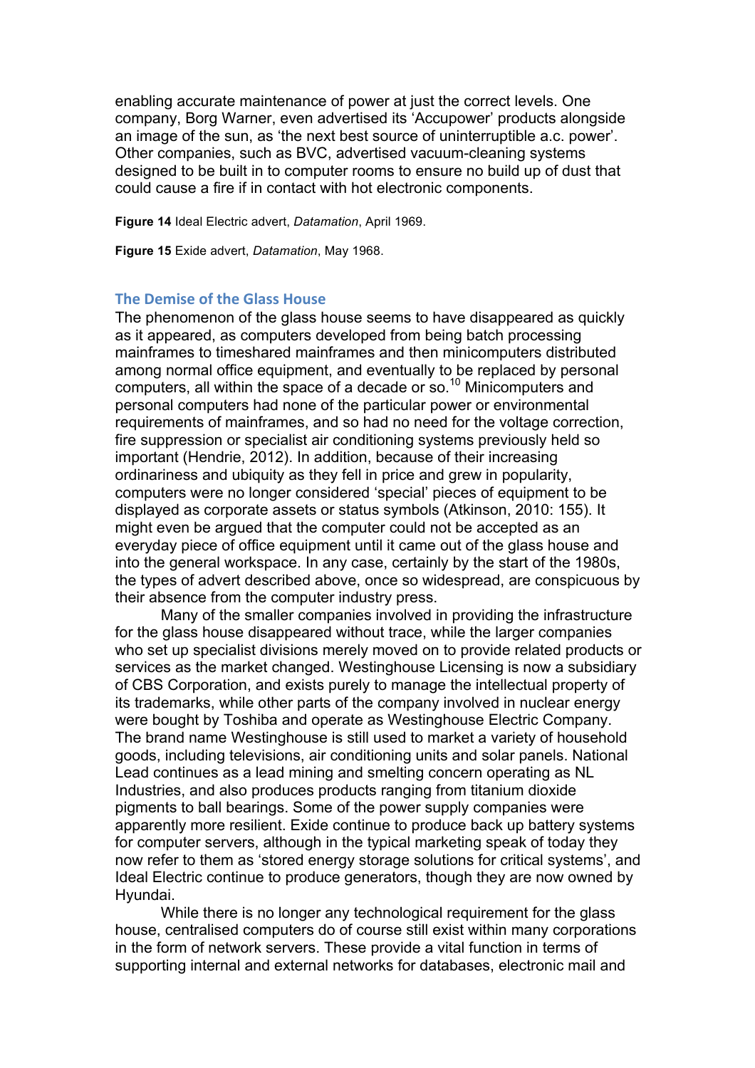enabling accurate maintenance of power at just the correct levels. One company, Borg Warner, even advertised its 'Accupower' products alongside an image of the sun, as 'the next best source of uninterruptible a.c. power'. Other companies, such as BVC, advertised vacuum-cleaning systems designed to be built in to computer rooms to ensure no build up of dust that could cause a fire if in contact with hot electronic components.

**Figure 14** Ideal Electric advert, *Datamation*, April 1969.

**Figure 15** Exide advert, *Datamation*, May 1968.

## The Demise of the Glass House

The phenomenon of the glass house seems to have disappeared as quickly as it appeared, as computers developed from being batch processing mainframes to timeshared mainframes and then minicomputers distributed among normal office equipment, and eventually to be replaced by personal computers, all within the space of a decade or so.[10] Minicomputers and personal computers had none of the particular power or environmental requirements of mainframes, and so had no need for the voltage correction, fire suppression or specialist air conditioning systems previously held so important (Hendrie, 2012). In addition, because of their increasing ordinariness and ubiquity as they fell in price and grew in popularity, computers were no longer considered 'special' pieces of equipment to be displayed as corporate assets or status symbols (Atkinson, 2010: 155). It might even be argued that the computer could not be accepted as an everyday piece of office equipment until it came out of the glass house and into the general workspace. In any case, certainly by the start of the 1980s, the types of advert described above, once so widespread, are conspicuous by their absence from the computer industry press.

Many of the smaller companies involved in providing the infrastructure for the glass house disappeared without trace, while the larger companies who set up specialist divisions merely moved on to provide related products or services as the market changed. Westinghouse Licensing is now a subsidiary of CBS Corporation, and exists purely to manage the intellectual property of its trademarks, while other parts of the company involved in nuclear energy were bought by Toshiba and operate as Westinghouse Electric Company. The brand name Westinghouse is still used to market a variety of household goods, including televisions, air conditioning units and solar panels. National Lead continues as a lead mining and smelting concern operating as NL Industries, and also produces products ranging from titanium dioxide pigments to ball bearings. Some of the power supply companies were apparently more resilient. Exide continue to produce back up battery systems for computer servers, although in the typical marketing speak of today they now refer to them as 'stored energy storage solutions for critical systems', and Ideal Electric continue to produce generators, though they are now owned by Hyundai.

While there is no longer any technological requirement for the glass house, centralised computers do of course still exist within many corporations in the form of network servers. These provide a vital function in terms of supporting internal and external networks for databases, electronic mail and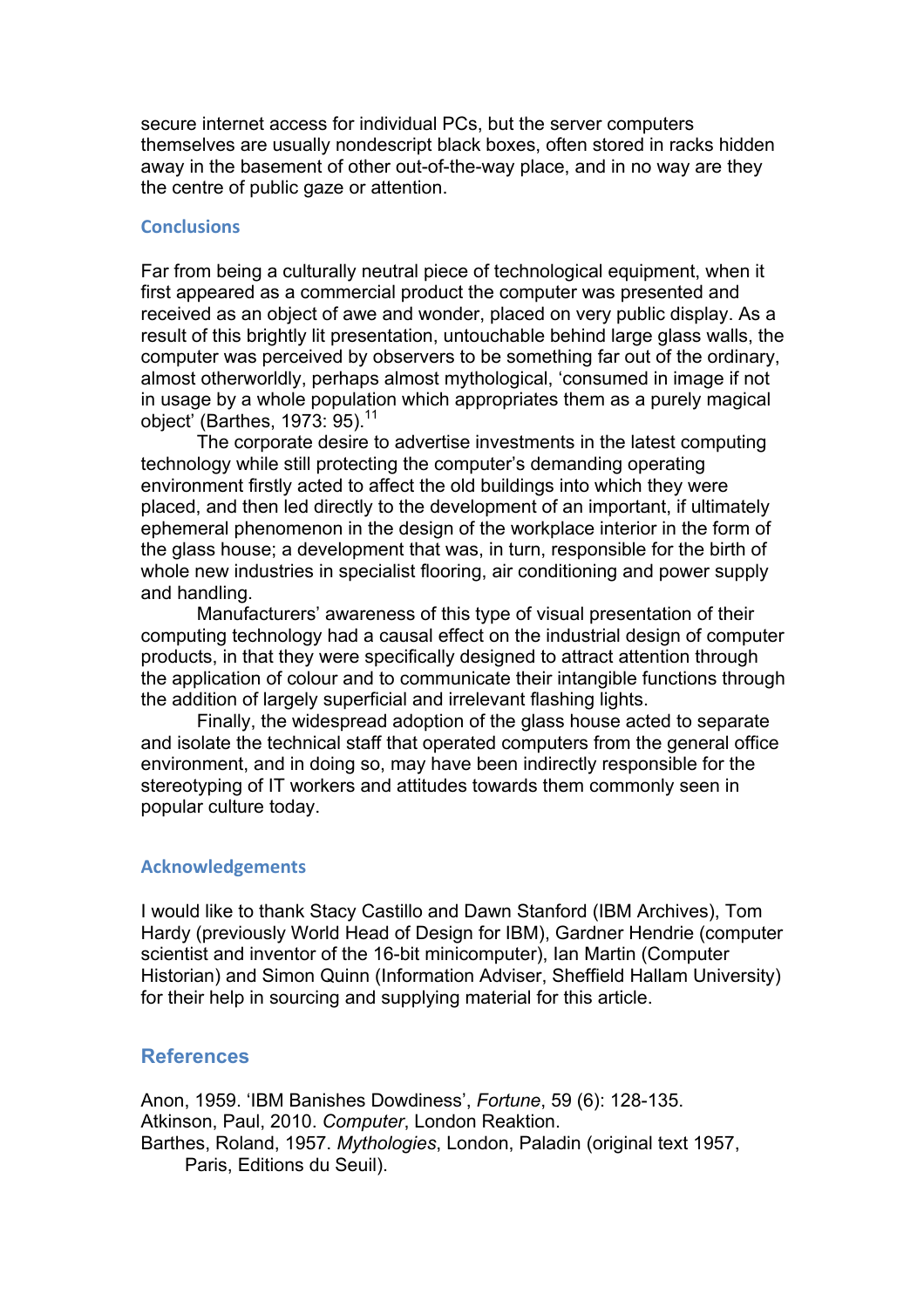secure internet access for individual PCs, but the server computers themselves are usually nondescript black boxes, often stored in racks hidden away in the basement of other out-of-the-way place, and in no way are they the centre of public gaze or attention.

### Conclusions

Far from being a culturally neutral piece of technological equipment, when it first appeared as a commercial product the computer was presented and received as an object of awe and wonder, placed on very public display. As a result of this brightly lit presentation, untouchable behind large glass walls, the computer was perceived by observers to be something far out of the ordinary, almost otherworldly, perhaps almost mythological, 'consumed in image if not in usage by a whole population which appropriates them as a purely magical object' (Barthes, 1973: 95).[11]

The corporate desire to advertise investments in the latest computing technology while still protecting the computer's demanding operating environment firstly acted to affect the old buildings into which they were placed, and then led directly to the development of an important, if ultimately ephemeral phenomenon in the design of the workplace interior in the form of the glass house; a development that was, in turn, responsible for the birth of whole new industries in specialist flooring, air conditioning and power supply and handling.

Manufacturers' awareness of this type of visual presentation of their computing technology had a causal effect on the industrial design of computer products, in that they were specifically designed to attract attention through the application of colour and to communicate their intangible functions through the addition of largely superficial and irrelevant flashing lights.

Finally, the widespread adoption of the glass house acted to separate and isolate the technical staff that operated computers from the general office environment, and in doing so, may have been indirectly responsible for the stereotyping of IT workers and attitudes towards them commonly seen in popular culture today.

### Acknowledgements

I would like to thank Stacy Castillo and Dawn Stanford (IBM Archives), Tom Hardy (previously World Head of Design for IBM), Gardner Hendrie (computer scientist and inventor of the 16-bit minicomputer), Ian Martin (Computer Historian) and Simon Quinn (Information Adviser, Sheffield Hallam University) for their help in sourcing and supplying material for this article.

## References

Anon, 1959. 'IBM Banishes Dowdiness', *Fortune*, 59 (6): 128-135.

Atkinson, Paul, 2010. *Computer*, London Reaktion.

Barthes, Roland, 1957. *Mythologies*, London, Paladin (original text 1957, Paris, Editions du Seuil).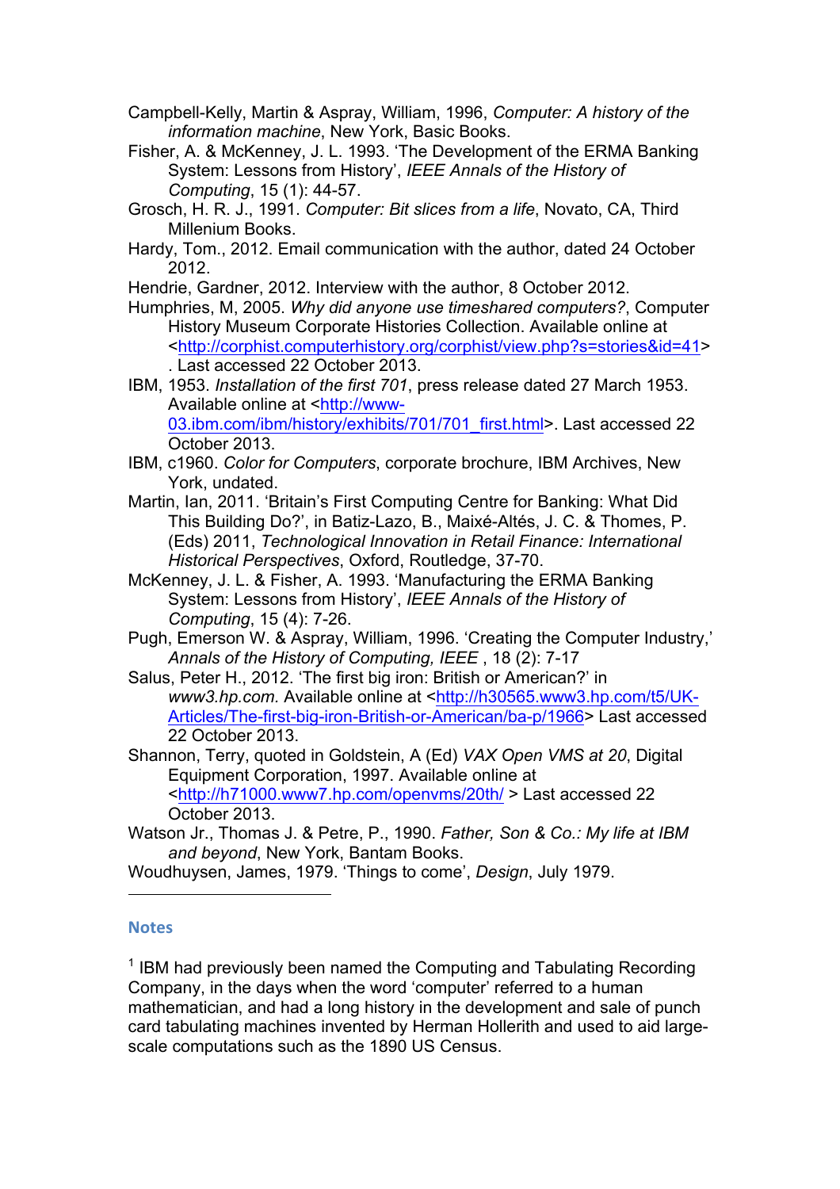Campbell-Kelly, Martin & Aspray, William, 1996, *Computer: A history of the information machine*, New York, Basic Books.

Fisher, A. & McKenney, J. L. 1993. 'The Development of the ERMA Banking System: Lessons from History', *IEEE Annals of the History of Computing*, 15 (1): 44-57.

Grosch, H. R. J., 1991. *Computer: Bit slices from a life*, Novato, CA, Third Millenium Books.

Hardy, Tom., 2012. Email communication with the author, dated 24 October 2012.

Hendrie, Gardner, 2012. Interview with the author, 8 October 2012.

Humphries, M, 2005. *Why did anyone use timeshared computers?*, Computer History Museum Corporate Histories Collection. Available online at <http://corphist.computerhistory.org/corphist/view.php?s=stories&id=41>. Last accessed 22 October 2013.

IBM, 1953. *Installation of the first 701*, press release dated 27 March 1953. Available online at <http://www-03.ibm.com/ibm/history/exhibits/701/701_first.html>. Last accessed 22 October 2013.

IBM, c1960. *Color for Computers*, corporate brochure, IBM Archives, New York, undated.

Martin, Ian, 2011. 'Britain's First Computing Centre for Banking: What Did This Building Do?', in Batiz-Lazo, B., Maixé-Altés, J. C. & Thomes, P. (Eds) 2011, *Technological Innovation in Retail Finance: International Historical Perspectives*, Oxford, Routledge, 37-70.

McKenney, J. L. & Fisher, A. 1993. 'Manufacturing the ERMA Banking System: Lessons from History', *IEEE Annals of the History of Computing*, 15 (4): 7-26.

Pugh, Emerson W. & Aspray, William, 1996. 'Creating the Computer Industry,' *Annals of the History of Computing, IEEE* , 18 (2): 7-17

Salus, Peter H., 2012. 'The first big iron: British or American?' in *www3.hp.com.* Available online at <http://h30565.www3.hp.com/t5/UK-Articles/The-first-big-iron-British-or-American/ba-p/1966> Last accessed 22 October 2013.

Shannon, Terry, quoted in Goldstein, A (Ed) *VAX Open VMS at 20*, Digital Equipment Corporation, 1997. Available online at <http://h71000.www7.hp.com/openvms/20th/ > Last accessed 22 October 2013.

Watson Jr., Thomas J. & Petre, P., 1990. *Father, Son & Co.: My life at IBM and beyond*, New York, Bantam Books.

Woudhuysen, James, 1979. 'Things to come', *Design*, July 1979.

## Notes

[1] IBM had previously been named the Computing and Tabulating Recording Company, in the days when the word 'computer' referred to a human mathematician, and had a long history in the development and sale of punch card tabulating machines invented by Herman Hollerith and used to aid large-scale computations such as the 1890 US Census.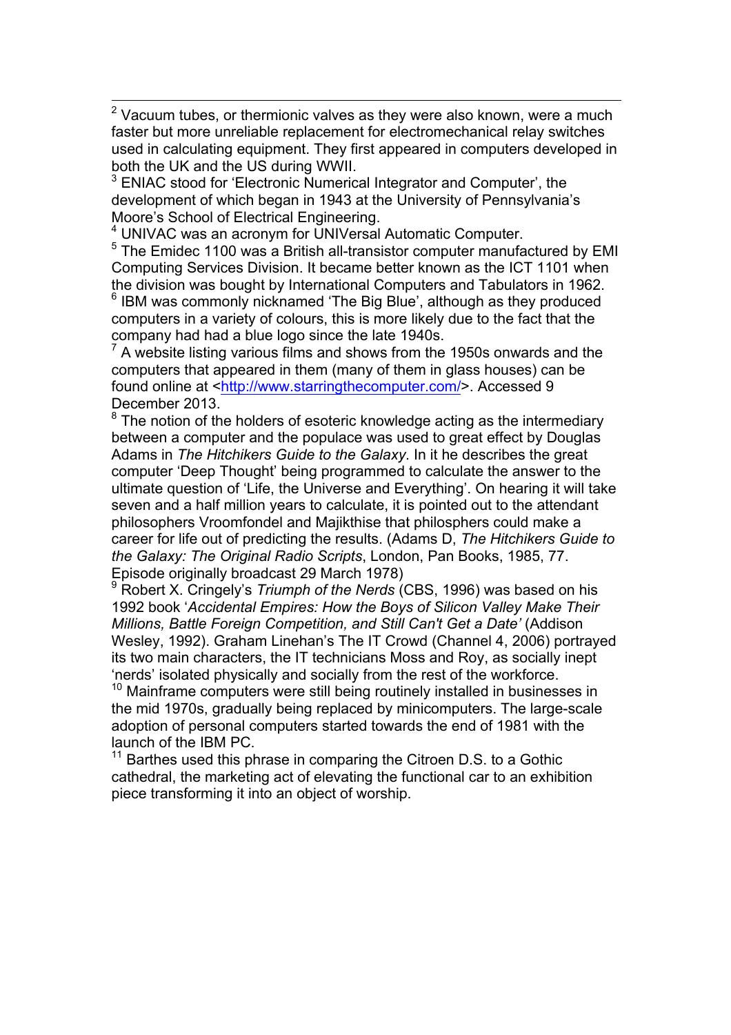[2] Vacuum tubes, or thermionic valves as they were also known, were a much faster but more unreliable replacement for electromechanical relay switches used in calculating equipment. They first appeared in computers developed in both the UK and the US during WWII.

[3] ENIAC stood for 'Electronic Numerical Integrator and Computer', the development of which began in 1943 at the University of Pennsylvania's Moore's School of Electrical Engineering.

[4] UNIVAC was an acronym for UNIVersal Automatic Computer.

[5] The Emidec 1100 was a British all-transistor computer manufactured by EMI Computing Services Division. It became better known as the ICT 1101 when the division was bought by International Computers and Tabulators in 1962.

[6] IBM was commonly nicknamed 'The Big Blue', although as they produced computers in a variety of colours, this is more likely due to the fact that the company had had a blue logo since the late 1940s.

[7] A website listing various films and shows from the 1950s onwards and the computers that appeared in them (many of them in glass houses) can be found online at <http://www.starringthecomputer.com/>. Accessed 9 December 2013.

[8] The notion of the holders of esoteric knowledge acting as the intermediary between a computer and the populace was used to great effect by Douglas Adams in *The Hitchikers Guide to the Galaxy*. In it he describes the great computer 'Deep Thought' being programmed to calculate the answer to the ultimate question of 'Life, the Universe and Everything'. On hearing it will take seven and a half million years to calculate, it is pointed out to the attendant philosophers Vroomfondel and Majikthise that philosphers could make a career for life out of predicting the results. (Adams D, *The Hitchikers Guide to the Galaxy: The Original Radio Scripts*, London, Pan Books, 1985, 77. Episode originally broadcast 29 March 1978)

[9] Robert X. Cringely's *Triumph of the Nerds* (CBS, 1996) was based on his 1992 book '*Accidental Empires: How the Boys of Silicon Valley Make Their Millions, Battle Foreign Competition, and Still Can't Get a Date'* (Addison Wesley, 1992). Graham Linehan's The IT Crowd (Channel 4, 2006) portrayed its two main characters, the IT technicians Moss and Roy, as socially inept 'nerds' isolated physically and socially from the rest of the workforce.

[10] Mainframe computers were still being routinely installed in businesses in the mid 1970s, gradually being replaced by minicomputers. The large-scale adoption of personal computers started towards the end of 1981 with the launch of the IBM PC.

[11] Barthes used this phrase in comparing the Citroen D.S. to a Gothic cathedral, the marketing act of elevating the functional car to an exhibition piece transforming it into an object of worship.